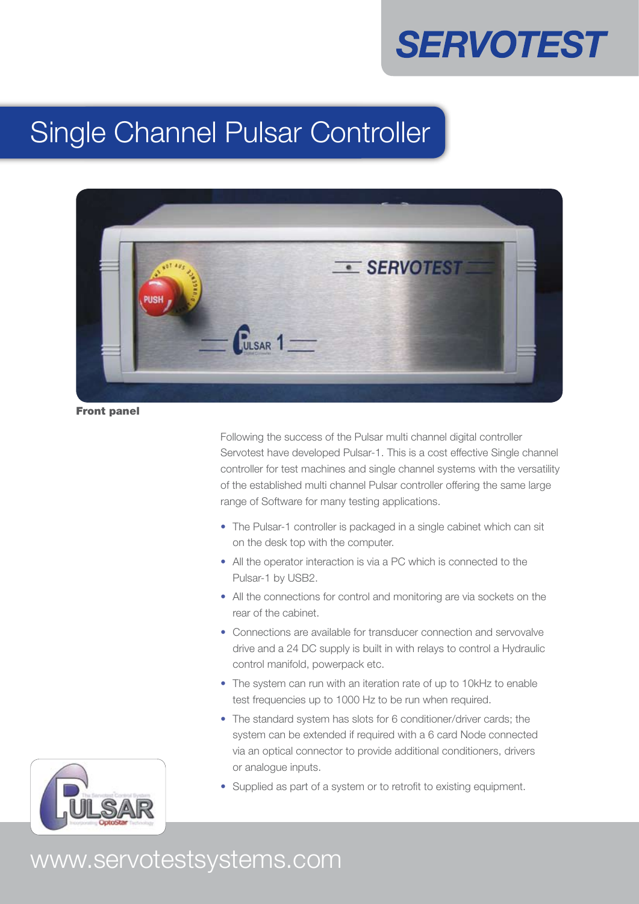SERVOTEST

# Single Channel Pulsar Controller

**Front panel**

Following the success of the Pulsar multi channel digital controller Servotest have developed Pulsar-1. This is a cost effective Single channel controller for test machines and single channel systems with the versatility of the established multi channel Pulsar controller offering the same large range of Software for many testing applications.

- The Pulsar-1 controller is packaged in a single cabinet which can sit on the desk top with the computer.
- All the operator interaction is via a PC which is connected to the Pulsar-1 by USB2.
- All the connections for control and monitoring are via sockets on the rear of the cabinet.
- Connections are available for transducer connection and servovalve drive and a 24 DC supply is built in with relays to control a Hydraulic control manifold, powerpack etc.
- The system can run with an iteration rate of up to 10kHz to enable test frequencies up to 1000 Hz to be run when required.
- The standard system has slots for 6 conditioner/driver cards; the system can be extended if required with a 6 card Node connected via an optical connector to provide additional conditioners, drivers or analogue inputs.
- Supplied as part of a system or to retrofit to existing equipment.

www.servotestsystems.com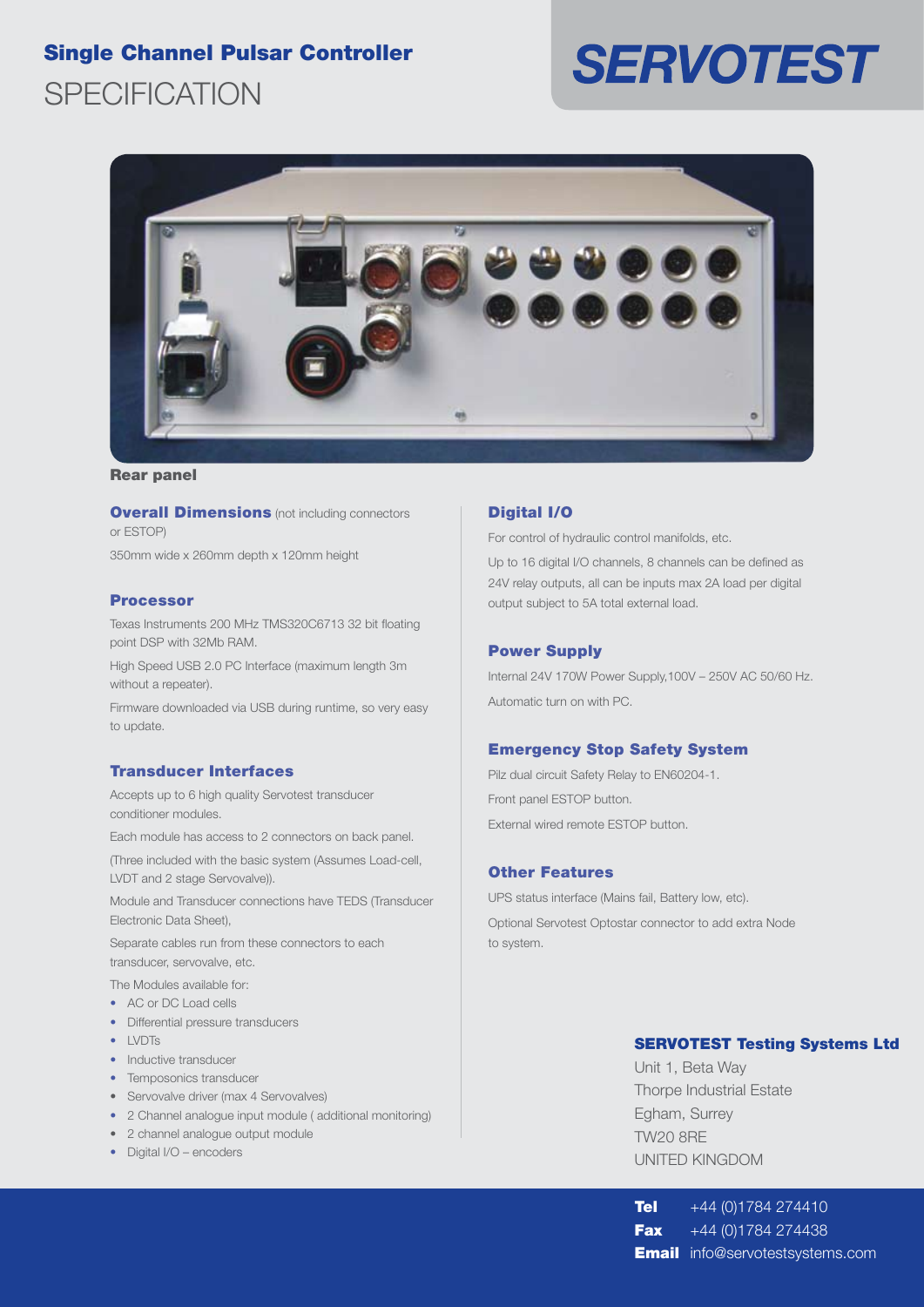# Single Channel Pulsar Controller

SPECIFICATION

**SERVOTEST**

**Rear panel**

## Overall Dimensions (not including connectors or ESTOP)

350mm wide x 260mm depth x 120mm height

## Processor

Texas Instruments 200 MHz TMS320C6713 32 bit floating point DSP with 32Mb RAM.

High Speed USB 2.0 PC Interface (maximum length 3m without a repeater).

Firmware downloaded via USB during runtime, so very easy to update.

## Transducer Interfaces

Accepts up to 6 high quality Servotest transducer conditioner modules.

Each module has access to 2 connectors on back panel.

(Three included with the basic system (Assumes Load-cell, LVDT and 2 stage Servovalve)).

Module and Transducer connections have TEDS (Transducer Electronic Data Sheet),

Separate cables run from these connectors to each transducer, servovalve, etc.

The Modules available for:

- AC or DC Load cells
- Differential pressure transducers
- LVDTs
- Inductive transducer
- Temposonics transducer
- Servovalve driver (max 4 Servovalves)
- 2 Channel analogue input module ( additional monitoring)
- 2 channel analogue output module
- Digital I/O – encoders

## Digital I/O

For control of hydraulic control manifolds, etc.

Up to 16 digital I/O channels, 8 channels can be defined as 24V relay outputs, all can be inputs max 2A load per digital output subject to 5A total external load.

## Power Supply

Internal 24V 170W Power Supply,100V – 250V AC 50/60 Hz.

Automatic turn on with PC.

## Emergency Stop Safety System

Pilz dual circuit Safety Relay to EN60204-1.

Front panel ESTOP button.

External wired remote ESTOP button.

## Other Features

UPS status interface (Mains fail, Battery low, etc).

Optional Servotest Optostar connector to add extra Node to system.

**SERVOTEST Testing Systems Ltd**

Unit 1, Beta Way
Thorpe Industrial Estate
Egham, Surrey
TW20 8RE
UNITED KINGDOM

**Tel** +44 (0)1784 274410
**Fax** +44 (0)1784 274438
**Email** info@servotestsystems.com